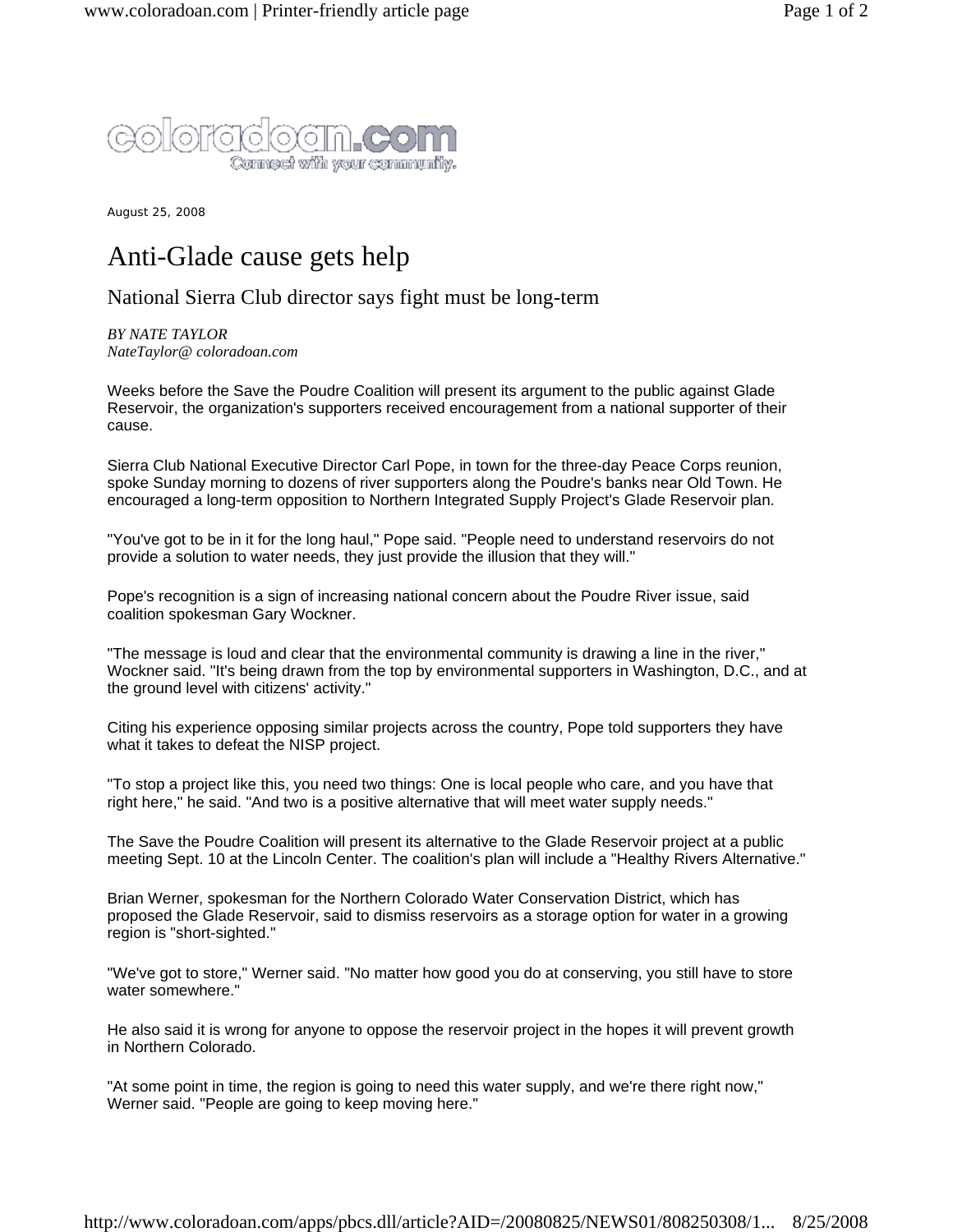August 25, 2008

# Anti-Glade cause gets help

## National Sierra Club director says fight must be long-term

*BY NATE TAYLOR*
*NateTaylor@ coloradoan.com*

Weeks before the Save the Poudre Coalition will present its argument to the public against Glade Reservoir, the organization's supporters received encouragement from a national supporter of their cause.

Sierra Club National Executive Director Carl Pope, in town for the three-day Peace Corps reunion, spoke Sunday morning to dozens of river supporters along the Poudre's banks near Old Town. He encouraged a long-term opposition to Northern Integrated Supply Project's Glade Reservoir plan.

"You've got to be in it for the long haul," Pope said. "People need to understand reservoirs do not provide a solution to water needs, they just provide the illusion that they will."

Pope's recognition is a sign of increasing national concern about the Poudre River issue, said coalition spokesman Gary Wockner.

"The message is loud and clear that the environmental community is drawing a line in the river," Wockner said. "It's being drawn from the top by environmental supporters in Washington, D.C., and at the ground level with citizens' activity."

Citing his experience opposing similar projects across the country, Pope told supporters they have what it takes to defeat the NISP project.

"To stop a project like this, you need two things: One is local people who care, and you have that right here," he said. "And two is a positive alternative that will meet water supply needs."

The Save the Poudre Coalition will present its alternative to the Glade Reservoir project at a public meeting Sept. 10 at the Lincoln Center. The coalition's plan will include a "Healthy Rivers Alternative."

Brian Werner, spokesman for the Northern Colorado Water Conservation District, which has proposed the Glade Reservoir, said to dismiss reservoirs as a storage option for water in a growing region is "short-sighted."

"We've got to store," Werner said. "No matter how good you do at conserving, you still have to store water somewhere."

He also said it is wrong for anyone to oppose the reservoir project in the hopes it will prevent growth in Northern Colorado.

"At some point in time, the region is going to need this water supply, and we're there right now," Werner said. "People are going to keep moving here."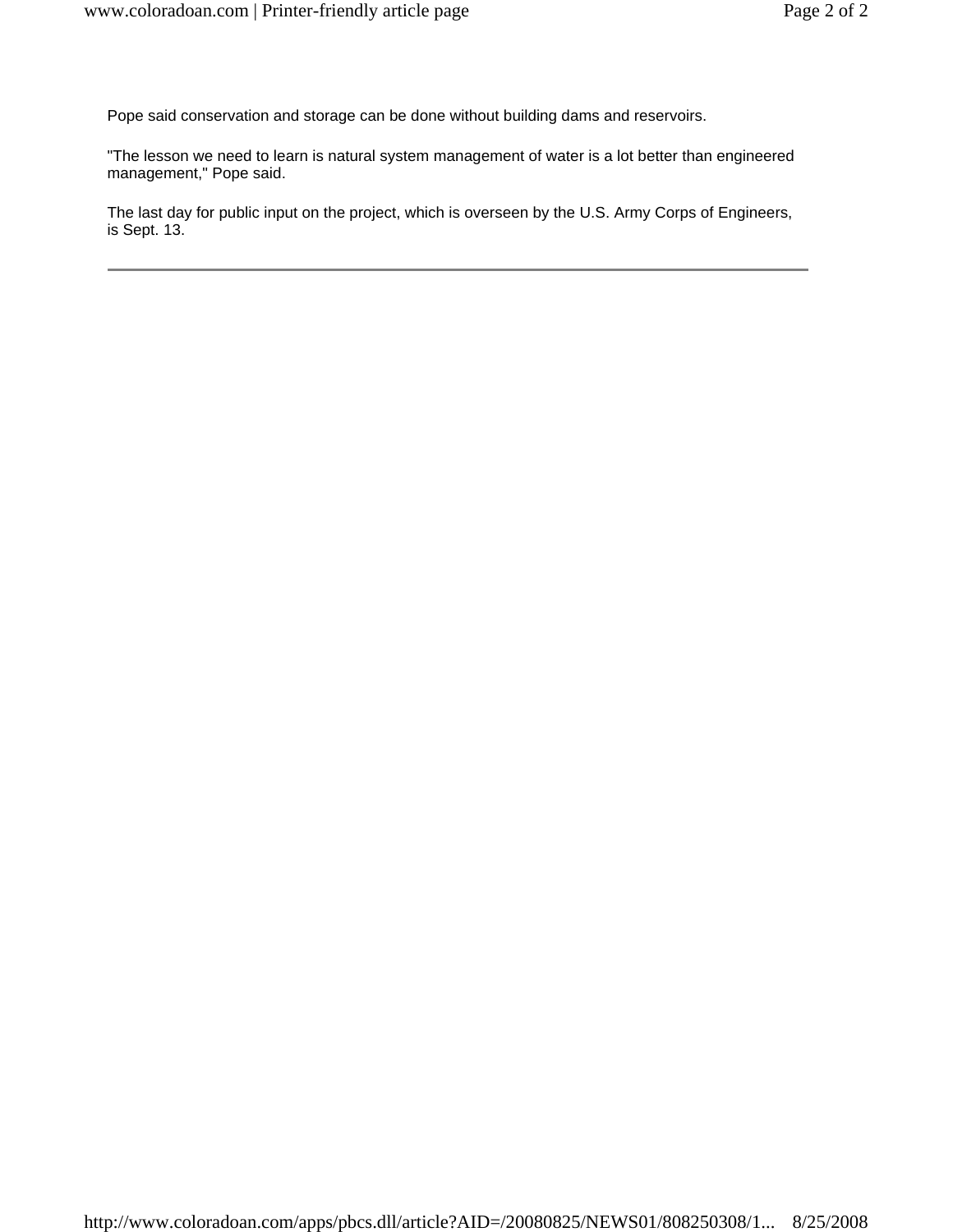Pope said conservation and storage can be done without building dams and reservoirs.

"The lesson we need to learn is natural system management of water is a lot better than engineered management," Pope said.

The last day for public input on the project, which is overseen by the U.S. Army Corps of Engineers, is Sept. 13.

---